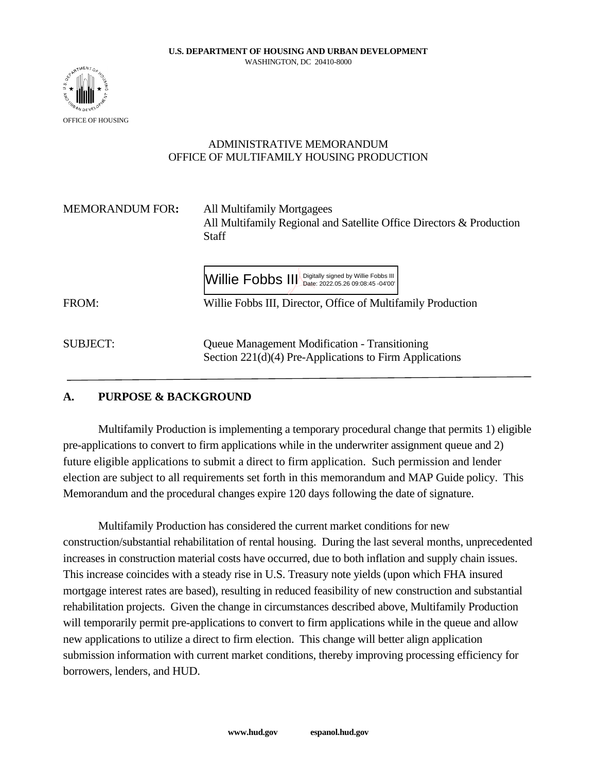**U.S. DEPARTMENT OF HOUSING AND URBAN DEVELOPMENT**
WASHINGTON, DC 20410-8000

OFFICE OF HOUSING

ADMINISTRATIVE MEMORANDUM
OFFICE OF MULTIFAMILY HOUSING PRODUCTION

| | |
|---|---|
| MEMORANDUM FOR**:** | All Multifamily Mortgagees<br>All Multifamily Regional and Satellite Office Directors & Production Staff |
| | Willie Fobbs III Digitally signed by Willie Fobbs III Date: 2022.05.26 09:08:45 -04'00' |
| FROM: | Willie Fobbs III, Director, Office of Multifamily Production |
| SUBJECT: | Queue Management Modification - Transitioning Section 221(d)(4) Pre-Applications to Firm Applications |

## A. PURPOSE & BACKGROUND

Multifamily Production is implementing a temporary procedural change that permits 1) eligible pre-applications to convert to firm applications while in the underwriter assignment queue and 2) future eligible applications to submit a direct to firm application. Such permission and lender election are subject to all requirements set forth in this memorandum and MAP Guide policy. This Memorandum and the procedural changes expire 120 days following the date of signature.

Multifamily Production has considered the current market conditions for new construction/substantial rehabilitation of rental housing. During the last several months, unprecedented increases in construction material costs have occurred, due to both inflation and supply chain issues. This increase coincides with a steady rise in U.S. Treasury note yields (upon which FHA insured mortgage interest rates are based), resulting in reduced feasibility of new construction and substantial rehabilitation projects. Given the change in circumstances described above, Multifamily Production will temporarily permit pre-applications to convert to firm applications while in the queue and allow new applications to utilize a direct to firm election. This change will better align application submission information with current market conditions, thereby improving processing efficiency for borrowers, lenders, and HUD.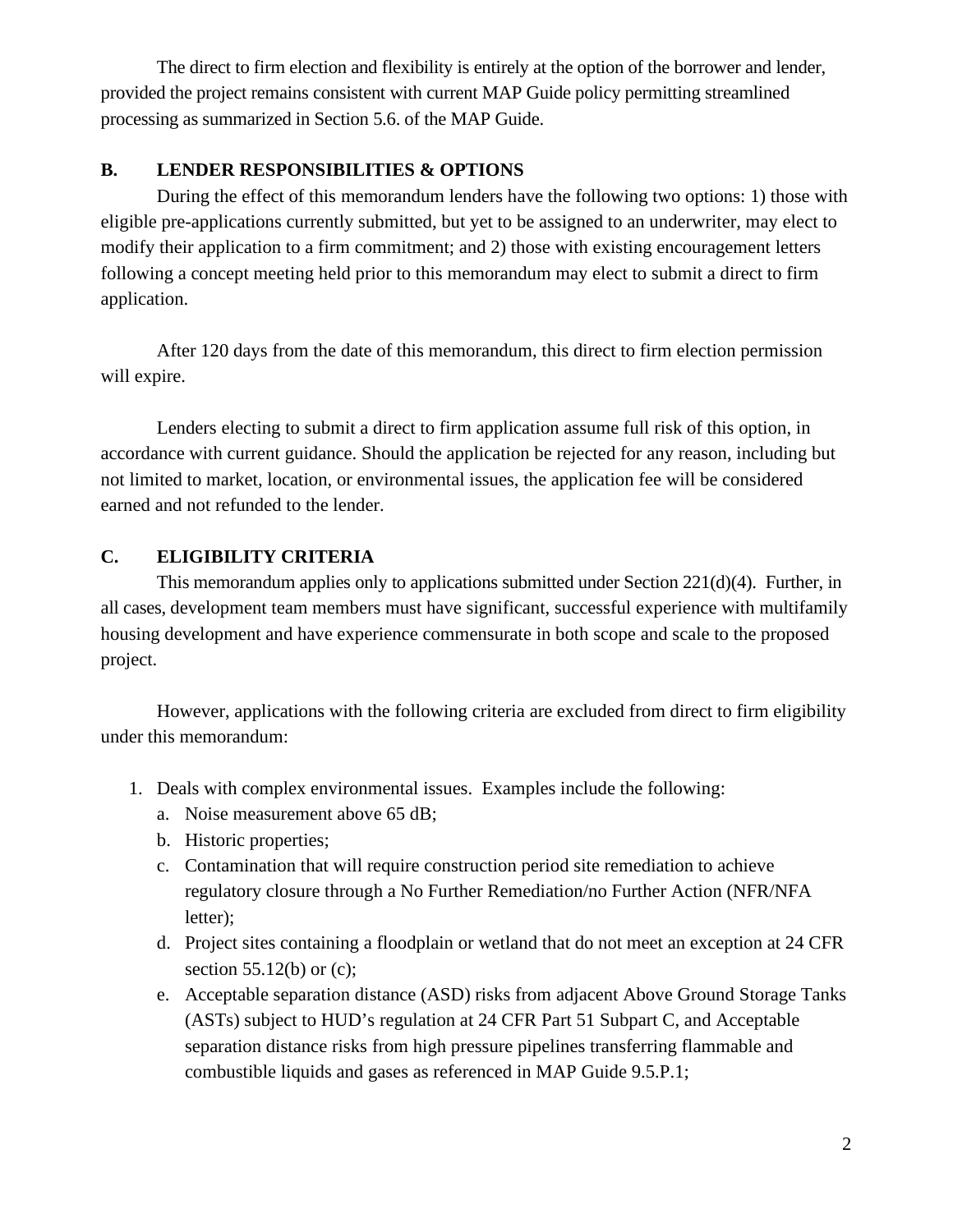The direct to firm election and flexibility is entirely at the option of the borrower and lender, provided the project remains consistent with current MAP Guide policy permitting streamlined processing as summarized in Section 5.6. of the MAP Guide.

**B. LENDER RESPONSIBILITIES & OPTIONS**

During the effect of this memorandum lenders have the following two options: 1) those with eligible pre-applications currently submitted, but yet to be assigned to an underwriter, may elect to modify their application to a firm commitment; and 2) those with existing encouragement letters following a concept meeting held prior to this memorandum may elect to submit a direct to firm application.

After 120 days from the date of this memorandum, this direct to firm election permission will expire.

Lenders electing to submit a direct to firm application assume full risk of this option, in accordance with current guidance. Should the application be rejected for any reason, including but not limited to market, location, or environmental issues, the application fee will be considered earned and not refunded to the lender.

**C. ELIGIBILITY CRITERIA**

This memorandum applies only to applications submitted under Section 221(d)(4). Further, in all cases, development team members must have significant, successful experience with multifamily housing development and have experience commensurate in both scope and scale to the proposed project.

However, applications with the following criteria are excluded from direct to firm eligibility under this memorandum:

1. Deals with complex environmental issues. Examples include the following:
   a. Noise measurement above 65 dB;
   b. Historic properties;
   c. Contamination that will require construction period site remediation to achieve regulatory closure through a No Further Remediation/no Further Action (NFR/NFA letter);
   d. Project sites containing a floodplain or wetland that do not meet an exception at 24 CFR section 55.12(b) or (c);
   e. Acceptable separation distance (ASD) risks from adjacent Above Ground Storage Tanks (ASTs) subject to HUD's regulation at 24 CFR Part 51 Subpart C, and Acceptable separation distance risks from high pressure pipelines transferring flammable and combustible liquids and gases as referenced in MAP Guide 9.5.P.1;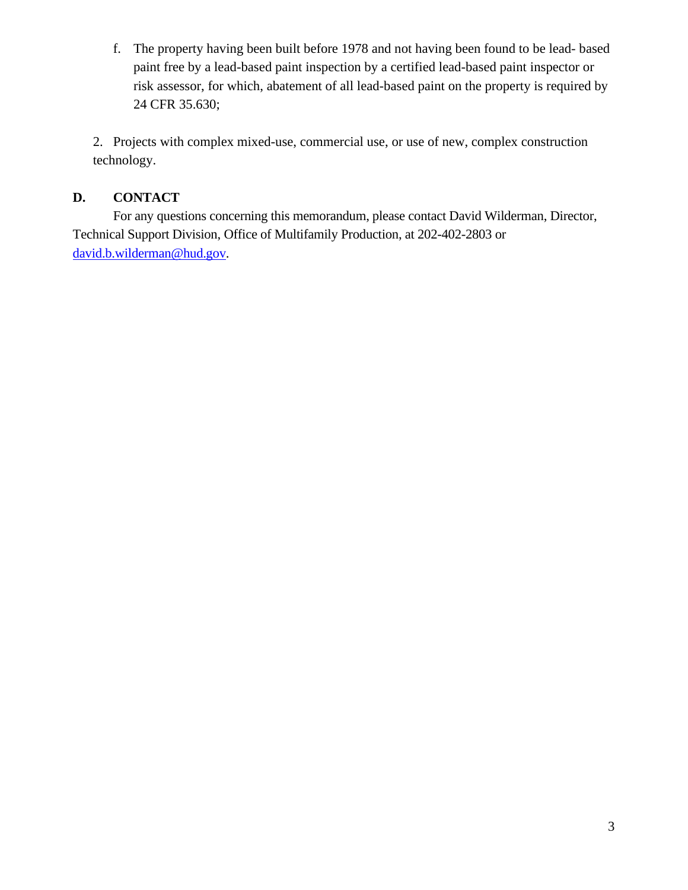f. The property having been built before 1978 and not having been found to be lead- based paint free by a lead-based paint inspection by a certified lead-based paint inspector or risk assessor, for which, abatement of all lead-based paint on the property is required by 24 CFR 35.630;

2. Projects with complex mixed-use, commercial use, or use of new, complex construction technology.

## D. CONTACT

For any questions concerning this memorandum, please contact David Wilderman, Director, Technical Support Division, Office of Multifamily Production, at 202-402-2803 or david.b.wilderman@hud.gov.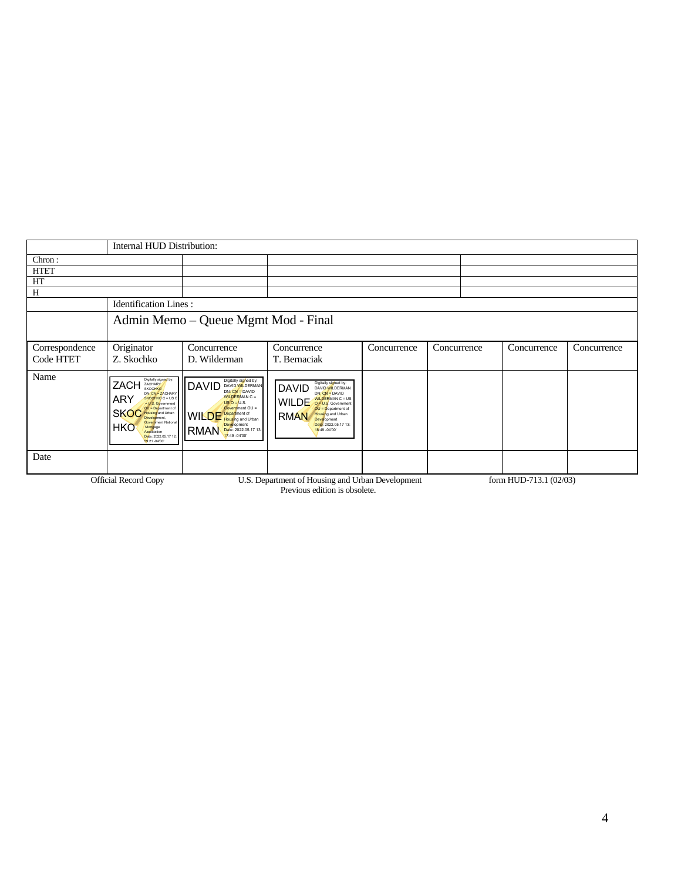| | Internal HUD Distribution: | | | | | | |
|---|---|---|---|---|---|---|---|
| Chron : | | | | | | | |
| HTET | | | | | | | |
| HT | | | | | | | |
| H | | | | | | | |
| | Identification Lines : | | | | | | |
| | Admin Memo – Queue Mgmt Mod - Final | | | | | | |
| Correspondence Code HTET | Originator Z. Skochko | Concurrence D. Wilderman | Concurrence T. Bernaciak | Concurrence | Concurrence | Concurrence | Concurrence |
| Name | ZACHARY SKOCHKO Digitally signed by: ZACHARY SKOCHKO DN: CN = ZACHARY SKOCHKO C = US O = U.S. Government OU = Department of Housing and Urban Development, Government National Mortgage Association Date: 2022.05.17 12:59:21 -04'00' | DAVID WILDERMAN Digitally signed by: DAVID WILDERMAN DN: CN = DAVID WILDERMAN C = US O = U.S. Government OU = Department of Housing and Urban Development Date: 2022.05.17 13:17:49 -04'00' | DAVID WILDERMAN Digitally signed by: DAVID WILDERMAN DN: CN = DAVID WILDERMAN C = US O = U.S. Government OU = Department of Housing and Urban Development Date: 2022.05.17 13:18:49 -04'00' | | | | |
| Date | | | | | | | |

Official Record Copy U.S. Department of Housing and Urban Development form HUD-713.1 (02/03)
Previous edition is obsolete.